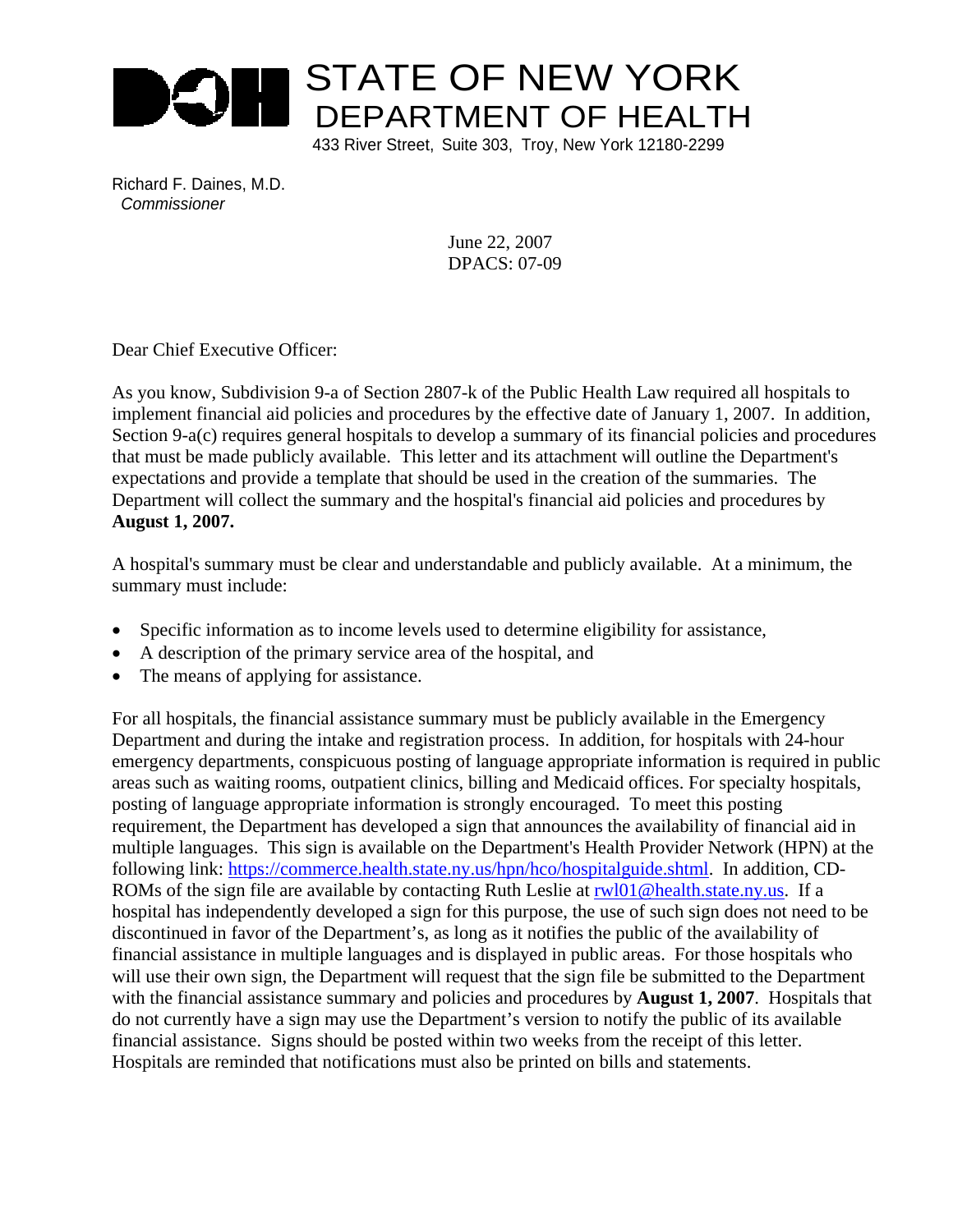# STATE OF NEW YORK
## DEPARTMENT OF HEALTH

433 River Street, Suite 303, Troy, New York 12180-2299

Richard F. Daines, M.D.
*Commissioner*

June 22, 2007
DPACS: 07-09

Dear Chief Executive Officer:

As you know, Subdivision 9-a of Section 2807-k of the Public Health Law required all hospitals to implement financial aid policies and procedures by the effective date of January 1, 2007. In addition, Section 9-a(c) requires general hospitals to develop a summary of its financial policies and procedures that must be made publicly available. This letter and its attachment will outline the Department's expectations and provide a template that should be used in the creation of the summaries. The Department will collect the summary and the hospital's financial aid policies and procedures by **August 1, 2007.**

A hospital's summary must be clear and understandable and publicly available. At a minimum, the summary must include:

- Specific information as to income levels used to determine eligibility for assistance,
- A description of the primary service area of the hospital, and
- The means of applying for assistance.

For all hospitals, the financial assistance summary must be publicly available in the Emergency Department and during the intake and registration process. In addition, for hospitals with 24-hour emergency departments, conspicuous posting of language appropriate information is required in public areas such as waiting rooms, outpatient clinics, billing and Medicaid offices. For specialty hospitals, posting of language appropriate information is strongly encouraged. To meet this posting requirement, the Department has developed a sign that announces the availability of financial aid in multiple languages. This sign is available on the Department's Health Provider Network (HPN) at the following link: https://commerce.health.state.ny.us/hpn/hco/hospitalguide.shtml. In addition, CD-ROMs of the sign file are available by contacting Ruth Leslie at rwl01@health.state.ny.us. If a hospital has independently developed a sign for this purpose, the use of such sign does not need to be discontinued in favor of the Department's, as long as it notifies the public of the availability of financial assistance in multiple languages and is displayed in public areas. For those hospitals who will use their own sign, the Department will request that the sign file be submitted to the Department with the financial assistance summary and policies and procedures by **August 1, 2007**. Hospitals that do not currently have a sign may use the Department's version to notify the public of its available financial assistance. Signs should be posted within two weeks from the receipt of this letter. Hospitals are reminded that notifications must also be printed on bills and statements.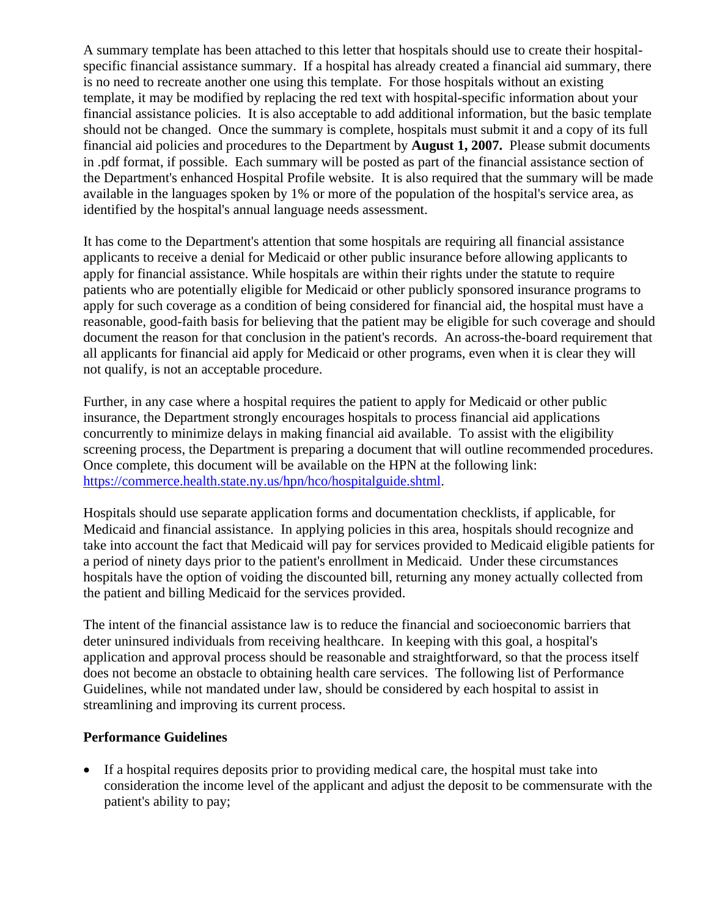A summary template has been attached to this letter that hospitals should use to create their hospital-specific financial assistance summary. If a hospital has already created a financial aid summary, there is no need to recreate another one using this template. For those hospitals without an existing template, it may be modified by replacing the red text with hospital-specific information about your financial assistance policies. It is also acceptable to add additional information, but the basic template should not be changed. Once the summary is complete, hospitals must submit it and a copy of its full financial aid policies and procedures to the Department by **August 1, 2007.** Please submit documents in .pdf format, if possible. Each summary will be posted as part of the financial assistance section of the Department's enhanced Hospital Profile website. It is also required that the summary will be made available in the languages spoken by 1% or more of the population of the hospital's service area, as identified by the hospital's annual language needs assessment.

It has come to the Department's attention that some hospitals are requiring all financial assistance applicants to receive a denial for Medicaid or other public insurance before allowing applicants to apply for financial assistance. While hospitals are within their rights under the statute to require patients who are potentially eligible for Medicaid or other publicly sponsored insurance programs to apply for such coverage as a condition of being considered for financial aid, the hospital must have a reasonable, good-faith basis for believing that the patient may be eligible for such coverage and should document the reason for that conclusion in the patient's records. An across-the-board requirement that all applicants for financial aid apply for Medicaid or other programs, even when it is clear they will not qualify, is not an acceptable procedure.

Further, in any case where a hospital requires the patient to apply for Medicaid or other public insurance, the Department strongly encourages hospitals to process financial aid applications concurrently to minimize delays in making financial aid available. To assist with the eligibility screening process, the Department is preparing a document that will outline recommended procedures. Once complete, this document will be available on the HPN at the following link: https://commerce.health.state.ny.us/hpn/hco/hospitalguide.shtml.

Hospitals should use separate application forms and documentation checklists, if applicable, for Medicaid and financial assistance. In applying policies in this area, hospitals should recognize and take into account the fact that Medicaid will pay for services provided to Medicaid eligible patients for a period of ninety days prior to the patient's enrollment in Medicaid. Under these circumstances hospitals have the option of voiding the discounted bill, returning any money actually collected from the patient and billing Medicaid for the services provided.

The intent of the financial assistance law is to reduce the financial and socioeconomic barriers that deter uninsured individuals from receiving healthcare. In keeping with this goal, a hospital's application and approval process should be reasonable and straightforward, so that the process itself does not become an obstacle to obtaining health care services. The following list of Performance Guidelines, while not mandated under law, should be considered by each hospital to assist in streamlining and improving its current process.

**Performance Guidelines**

- If a hospital requires deposits prior to providing medical care, the hospital must take into consideration the income level of the applicant and adjust the deposit to be commensurate with the patient's ability to pay;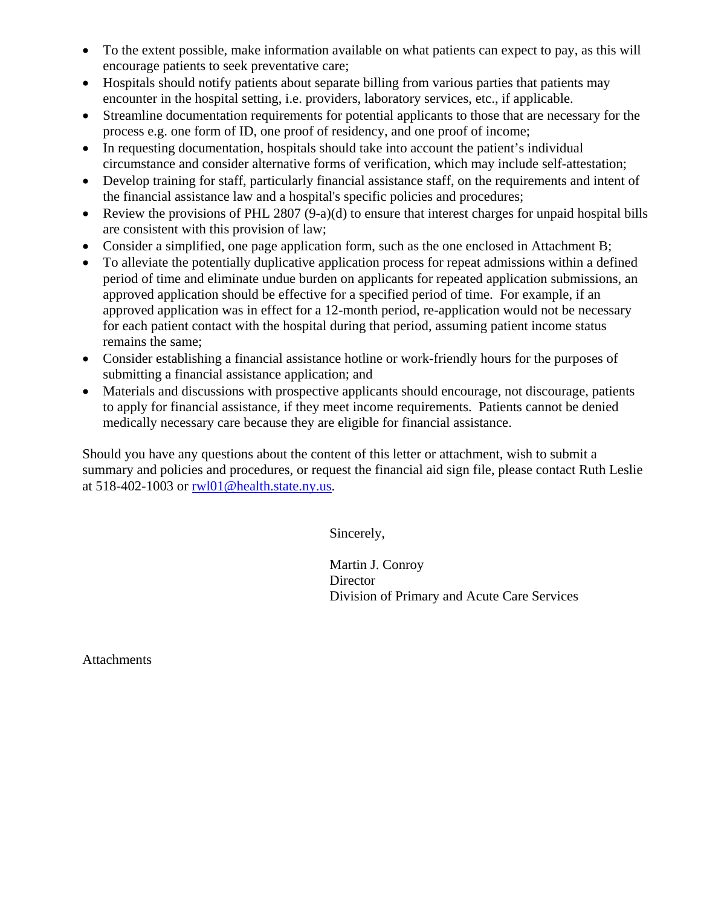- To the extent possible, make information available on what patients can expect to pay, as this will encourage patients to seek preventative care;
- Hospitals should notify patients about separate billing from various parties that patients may encounter in the hospital setting, i.e. providers, laboratory services, etc., if applicable.
- Streamline documentation requirements for potential applicants to those that are necessary for the process e.g. one form of ID, one proof of residency, and one proof of income;
- In requesting documentation, hospitals should take into account the patient's individual circumstance and consider alternative forms of verification, which may include self-attestation;
- Develop training for staff, particularly financial assistance staff, on the requirements and intent of the financial assistance law and a hospital's specific policies and procedures;
- Review the provisions of PHL 2807 (9-a)(d) to ensure that interest charges for unpaid hospital bills are consistent with this provision of law;
- Consider a simplified, one page application form, such as the one enclosed in Attachment B;
- To alleviate the potentially duplicative application process for repeat admissions within a defined period of time and eliminate undue burden on applicants for repeated application submissions, an approved application should be effective for a specified period of time. For example, if an approved application was in effect for a 12-month period, re-application would not be necessary for each patient contact with the hospital during that period, assuming patient income status remains the same;
- Consider establishing a financial assistance hotline or work-friendly hours for the purposes of submitting a financial assistance application; and
- Materials and discussions with prospective applicants should encourage, not discourage, patients to apply for financial assistance, if they meet income requirements. Patients cannot be denied medically necessary care because they are eligible for financial assistance.

Should you have any questions about the content of this letter or attachment, wish to submit a summary and policies and procedures, or request the financial aid sign file, please contact Ruth Leslie at 518-402-1003 or rwl01@health.state.ny.us.

Sincerely,

Martin J. Conroy
Director
Division of Primary and Acute Care Services

Attachments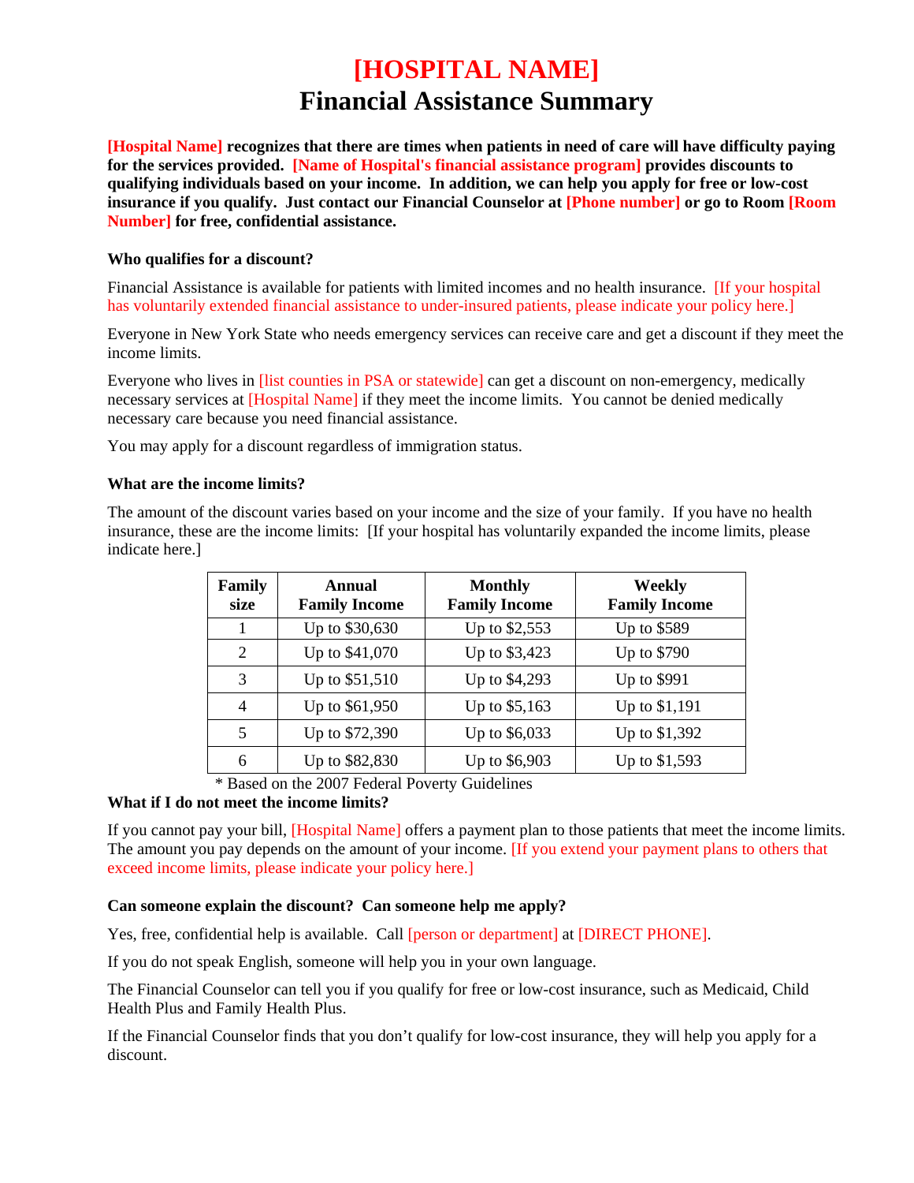# [HOSPITAL NAME]

## Financial Assistance Summary

**[Hospital Name] recognizes that there are times when patients in need of care will have difficulty paying for the services provided. [Name of Hospital's financial assistance program] provides discounts to qualifying individuals based on your income. In addition, we can help you apply for free or low-cost insurance if you qualify. Just contact our Financial Counselor at [Phone number] or go to Room [Room Number] for free, confidential assistance.**

**Who qualifies for a discount?**

Financial Assistance is available for patients with limited incomes and no health insurance. [If your hospital has voluntarily extended financial assistance to under-insured patients, please indicate your policy here.]

Everyone in New York State who needs emergency services can receive care and get a discount if they meet the income limits.

Everyone who lives in [list counties in PSA or statewide] can get a discount on non-emergency, medically necessary services at [Hospital Name] if they meet the income limits. You cannot be denied medically necessary care because you need financial assistance.

You may apply for a discount regardless of immigration status.

**What are the income limits?**

The amount of the discount varies based on your income and the size of your family. If you have no health insurance, these are the income limits: [If your hospital has voluntarily expanded the income limits, please indicate here.]

| Family size | Annual Family Income | Monthly Family Income | Weekly Family Income |
|---|---|---|---|
| 1 | Up to $30,630 | Up to $2,553 | Up to $589 |
| 2 | Up to $41,070 | Up to $3,423 | Up to $790 |
| 3 | Up to $51,510 | Up to $4,293 | Up to $991 |
| 4 | Up to $61,950 | Up to $5,163 | Up to $1,191 |
| 5 | Up to $72,390 | Up to $6,033 | Up to $1,392 |
| 6 | Up to $82,830 | Up to $6,903 | Up to $1,593 |

\* Based on the 2007 Federal Poverty Guidelines

**What if I do not meet the income limits?**

If you cannot pay your bill, [Hospital Name] offers a payment plan to those patients that meet the income limits. The amount you pay depends on the amount of your income. [If you extend your payment plans to others that exceed income limits, please indicate your policy here.]

**Can someone explain the discount? Can someone help me apply?**

Yes, free, confidential help is available. Call [person or department] at [DIRECT PHONE].

If you do not speak English, someone will help you in your own language.

The Financial Counselor can tell you if you qualify for free or low-cost insurance, such as Medicaid, Child Health Plus and Family Health Plus.

If the Financial Counselor finds that you don't qualify for low-cost insurance, they will help you apply for a discount.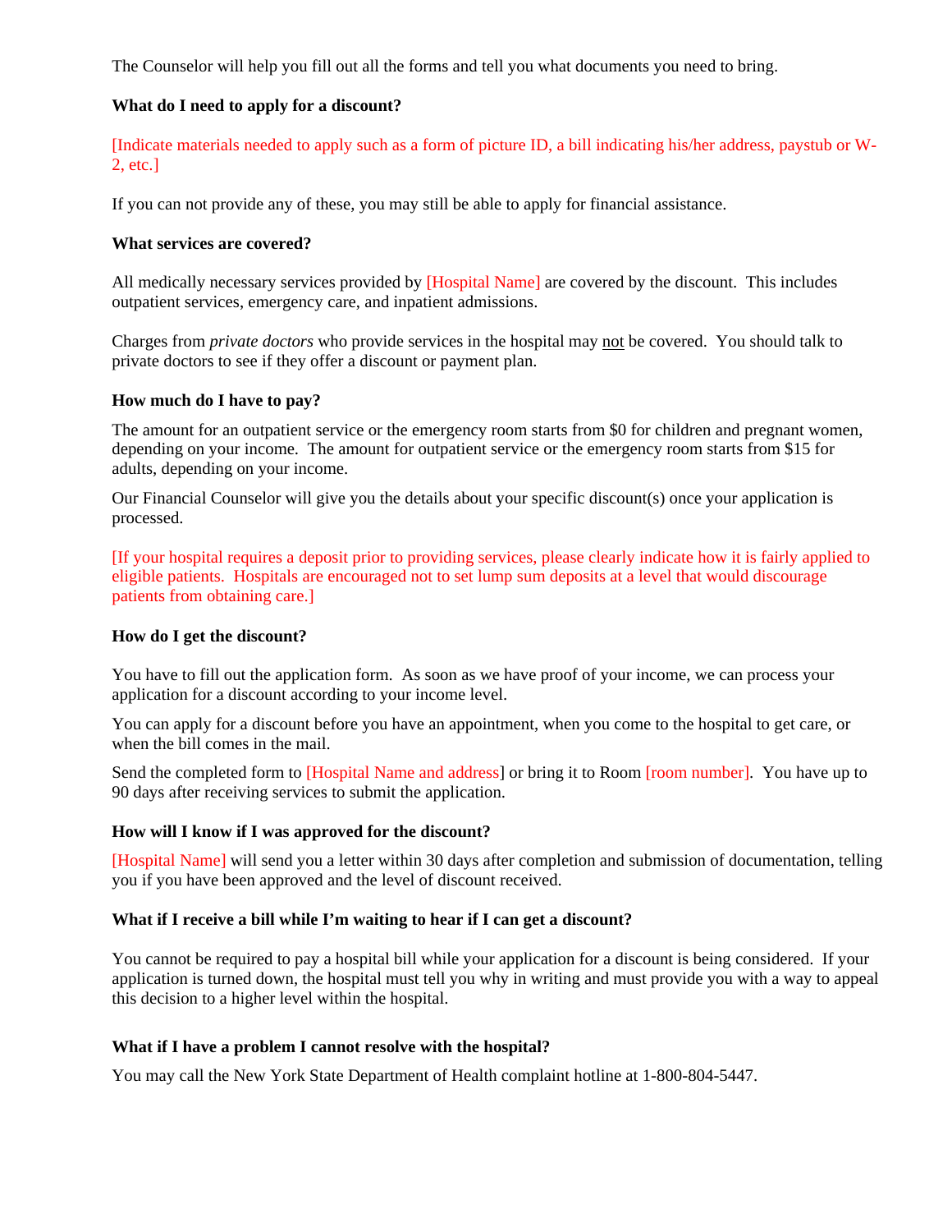The Counselor will help you fill out all the forms and tell you what documents you need to bring.

**What do I need to apply for a discount?**

[Indicate materials needed to apply such as a form of picture ID, a bill indicating his/her address, paystub or W-2, etc.]

If you can not provide any of these, you may still be able to apply for financial assistance.

**What services are covered?**

All medically necessary services provided by [Hospital Name] are covered by the discount. This includes outpatient services, emergency care, and inpatient admissions.

Charges from *private doctors* who provide services in the hospital may not be covered. You should talk to private doctors to see if they offer a discount or payment plan.

**How much do I have to pay?**

The amount for an outpatient service or the emergency room starts from $0 for children and pregnant women, depending on your income. The amount for outpatient service or the emergency room starts from $15 for adults, depending on your income.

Our Financial Counselor will give you the details about your specific discount(s) once your application is processed.

[If your hospital requires a deposit prior to providing services, please clearly indicate how it is fairly applied to eligible patients. Hospitals are encouraged not to set lump sum deposits at a level that would discourage patients from obtaining care.]

**How do I get the discount?**

You have to fill out the application form. As soon as we have proof of your income, we can process your application for a discount according to your income level.

You can apply for a discount before you have an appointment, when you come to the hospital to get care, or when the bill comes in the mail.

Send the completed form to [Hospital Name and address] or bring it to Room [room number]. You have up to 90 days after receiving services to submit the application.

**How will I know if I was approved for the discount?**

[Hospital Name] will send you a letter within 30 days after completion and submission of documentation, telling you if you have been approved and the level of discount received.

**What if I receive a bill while I'm waiting to hear if I can get a discount?**

You cannot be required to pay a hospital bill while your application for a discount is being considered. If your application is turned down, the hospital must tell you why in writing and must provide you with a way to appeal this decision to a higher level within the hospital.

**What if I have a problem I cannot resolve with the hospital?**

You may call the New York State Department of Health complaint hotline at 1-800-804-5447.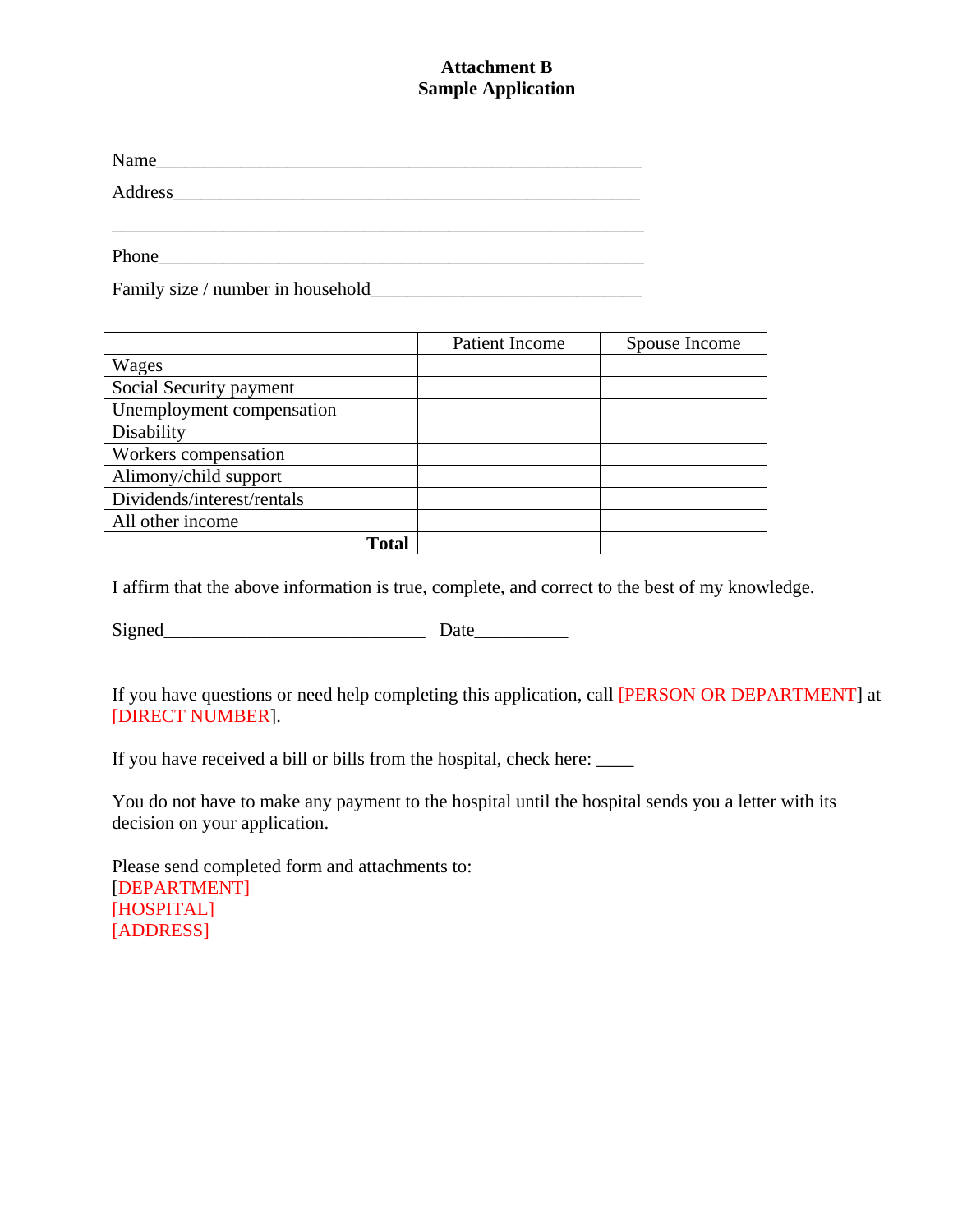**Attachment B**
**Sample Application**

Name_____________________________________________________

Address___________________________________________________

__________________________________________________________

Phone_____________________________________________________

Family size / number in household____________________________

| | Patient Income | Spouse Income |
|---|---|---|
| Wages | | |
| Social Security payment | | |
| Unemployment compensation | | |
| Disability | | |
| Workers compensation | | |
| Alimony/child support | | |
| Dividends/interest/rentals | | |
| All other income | | |
| **Total** | | |

I affirm that the above information is true, complete, and correct to the best of my knowledge.

Signed___________________________ Date__________

If you have questions or need help completing this application, call [PERSON OR DEPARTMENT] at [DIRECT NUMBER].

If you have received a bill or bills from the hospital, check here: ____

You do not have to make any payment to the hospital until the hospital sends you a letter with its decision on your application.

Please send completed form and attachments to:
[DEPARTMENT]
[HOSPITAL]
[ADDRESS]